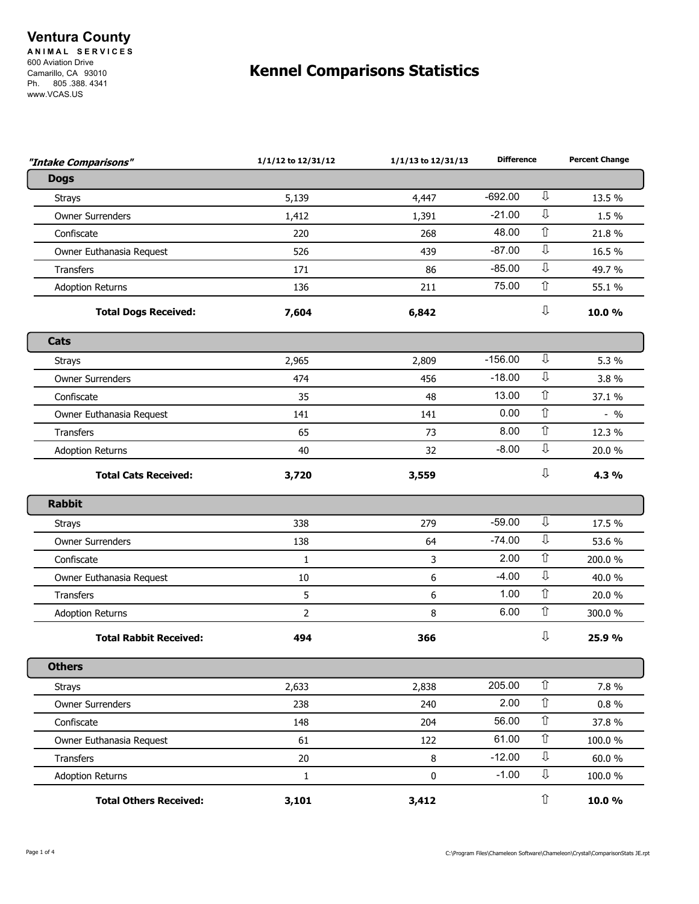# Ventura County

**ANIMAL SERVICES**
600 Aviation Drive
Camarillo, CA 93010
Ph. 805 .388. 4341
www.VCAS.US

## Kennel Comparisons Statistics

| *"Intake Comparisons"* | 1/1/12 to 12/31/12 | 1/1/13 to 12/31/13 | Difference | | Percent Change |
|---|---|---|---|---|---|
| **Dogs** | | | | | |
| Strays | 5,139 | 4,447 | -692.00 | ⇩ | 13.5 % |
| Owner Surrenders | 1,412 | 1,391 | -21.00 | ⇩ | 1.5 % |
| Confiscate | 220 | 268 | 48.00 | ⇧ | 21.8 % |
| Owner Euthanasia Request | 526 | 439 | -87.00 | ⇩ | 16.5 % |
| Transfers | 171 | 86 | -85.00 | ⇩ | 49.7 % |
| Adoption Returns | 136 | 211 | 75.00 | ⇧ | 55.1 % |
| **Total Dogs Received:** | **7,604** | **6,842** | | ⇩ | **10.0 %** |
| **Cats** | | | | | |
| Strays | 2,965 | 2,809 | -156.00 | ⇩ | 5.3 % |
| Owner Surrenders | 474 | 456 | -18.00 | ⇩ | 3.8 % |
| Confiscate | 35 | 48 | 13.00 | ⇧ | 37.1 % |
| Owner Euthanasia Request | 141 | 141 | 0.00 | ⇧ | - % |
| Transfers | 65 | 73 | 8.00 | ⇧ | 12.3 % |
| Adoption Returns | 40 | 32 | -8.00 | ⇩ | 20.0 % |
| **Total Cats Received:** | **3,720** | **3,559** | | ⇩ | **4.3 %** |
| **Rabbit** | | | | | |
| Strays | 338 | 279 | -59.00 | ⇩ | 17.5 % |
| Owner Surrenders | 138 | 64 | -74.00 | ⇩ | 53.6 % |
| Confiscate | 1 | 3 | 2.00 | ⇧ | 200.0 % |
| Owner Euthanasia Request | 10 | 6 | -4.00 | ⇩ | 40.0 % |
| Transfers | 5 | 6 | 1.00 | ⇧ | 20.0 % |
| Adoption Returns | 2 | 8 | 6.00 | ⇧ | 300.0 % |
| **Total Rabbit Received:** | **494** | **366** | | ⇩ | **25.9 %** |
| **Others** | | | | | |
| Strays | 2,633 | 2,838 | 205.00 | ⇧ | 7.8 % |
| Owner Surrenders | 238 | 240 | 2.00 | ⇧ | 0.8 % |
| Confiscate | 148 | 204 | 56.00 | ⇧ | 37.8 % |
| Owner Euthanasia Request | 61 | 122 | 61.00 | ⇧ | 100.0 % |
| Transfers | 20 | 8 | -12.00 | ⇩ | 60.0 % |
| Adoption Returns | 1 | 0 | -1.00 | ⇩ | 100.0 % |
| **Total Others Received:** | **3,101** | **3,412** | | ⇧ | **10.0 %** |

C:\Program Files\Chameleon Software\Chameleon\Crystal\ComparisonStats JE.rpt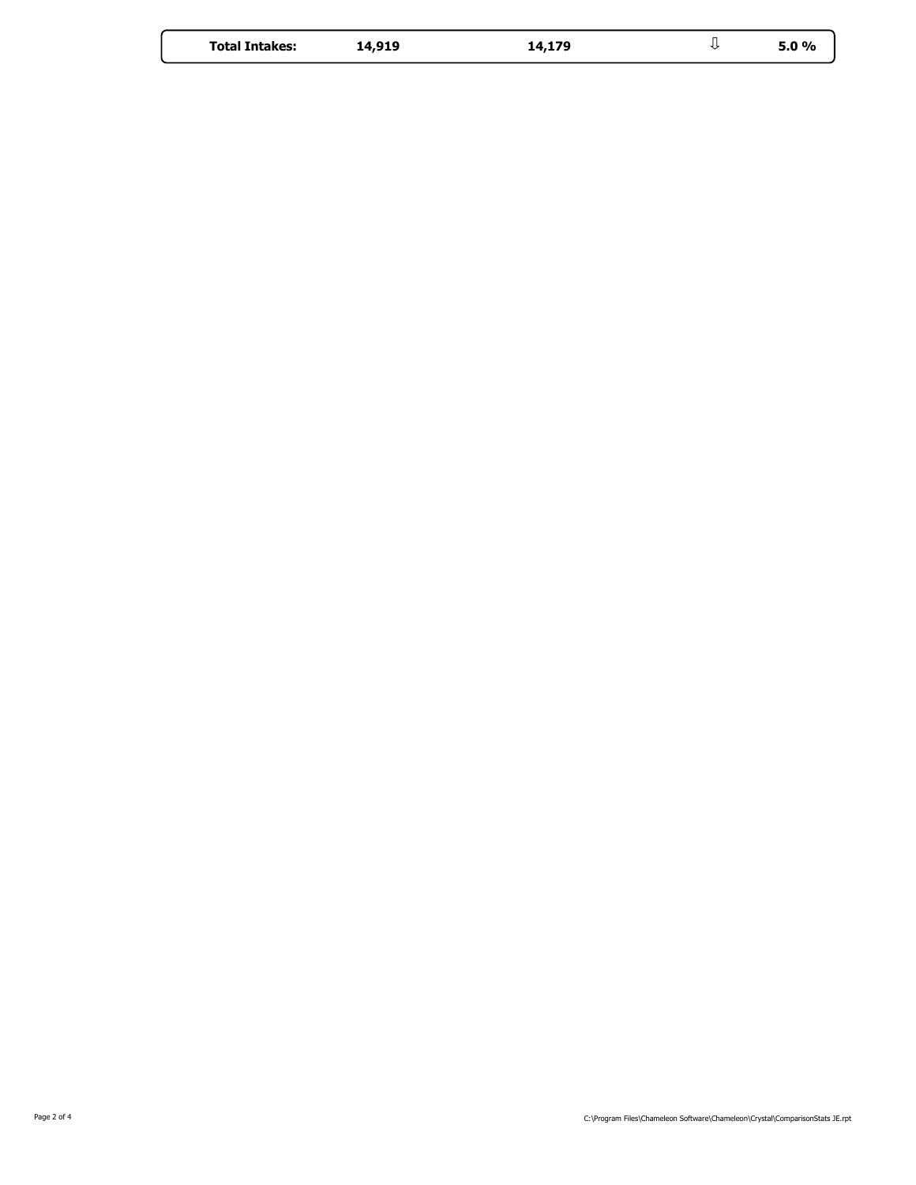| Total Intakes: | 14,919 | 14,179 | ⇩ | 5.0 % |
|---|---|---|---|---|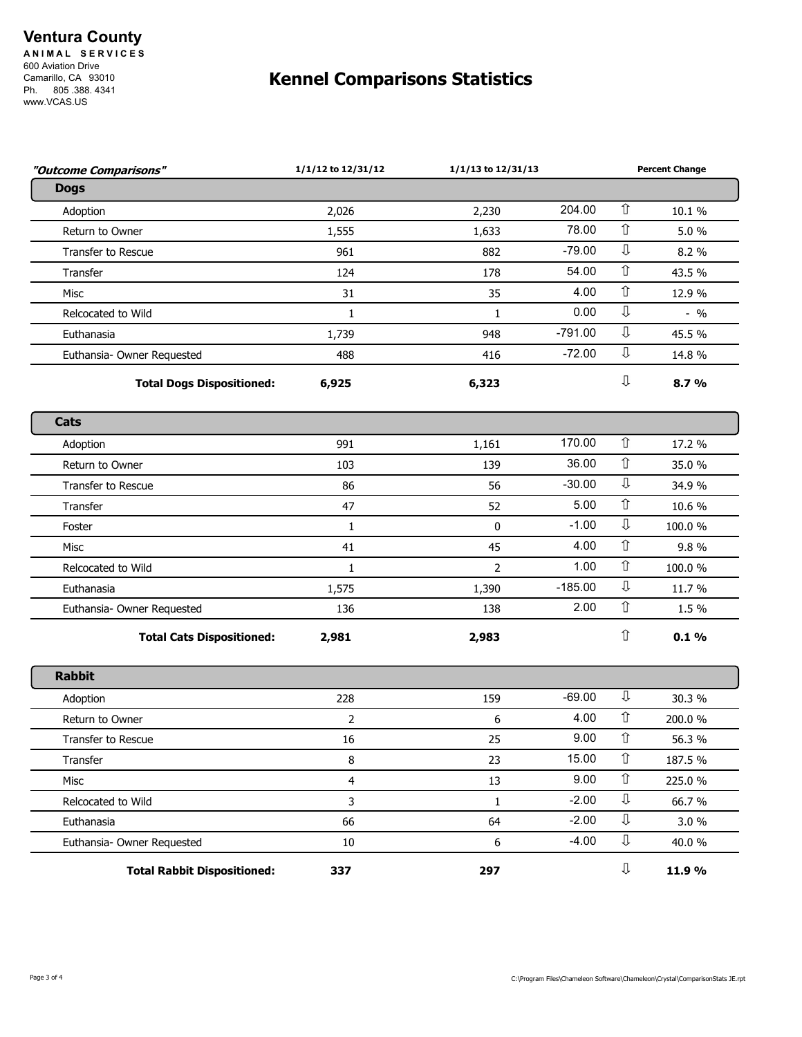**Ventura County**
**ANIMAL SERVICES**
600 Aviation Drive
Camarillo, CA 93010
Ph. 805 .388. 4341
www.VCAS.US

# Kennel Comparisons Statistics

| *"Outcome Comparisons"* | 1/1/12 to 12/31/12 | 1/1/13 to 12/31/13 | | | Percent Change |
|---|---|---|---|---|---|
| **Dogs** | | | | | |
| Adoption | 2,026 | 2,230 | 204.00 | ⇧ | 10.1 % |
| Return to Owner | 1,555 | 1,633 | 78.00 | ⇧ | 5.0 % |
| Transfer to Rescue | 961 | 882 | -79.00 | ⇩ | 8.2 % |
| Transfer | 124 | 178 | 54.00 | ⇧ | 43.5 % |
| Misc | 31 | 35 | 4.00 | ⇧ | 12.9 % |
| Relcocated to Wild | 1 | 1 | 0.00 | ⇩ | - % |
| Euthanasia | 1,739 | 948 | -791.00 | ⇩ | 45.5 % |
| Euthanasia- Owner Requested | 488 | 416 | -72.00 | ⇩ | 14.8 % |
| **Total Dogs Dispositioned:** | **6,925** | **6,323** | | ⇩ | **8.7 %** |
| **Cats** | | | | | |
| Adoption | 991 | 1,161 | 170.00 | ⇧ | 17.2 % |
| Return to Owner | 103 | 139 | 36.00 | ⇧ | 35.0 % |
| Transfer to Rescue | 86 | 56 | -30.00 | ⇩ | 34.9 % |
| Transfer | 47 | 52 | 5.00 | ⇧ | 10.6 % |
| Foster | 1 | 0 | -1.00 | ⇩ | 100.0 % |
| Misc | 41 | 45 | 4.00 | ⇧ | 9.8 % |
| Relcocated to Wild | 1 | 2 | 1.00 | ⇧ | 100.0 % |
| Euthanasia | 1,575 | 1,390 | -185.00 | ⇩ | 11.7 % |
| Euthanasia- Owner Requested | 136 | 138 | 2.00 | ⇧ | 1.5 % |
| **Total Cats Dispositioned:** | **2,981** | **2,983** | | ⇧ | **0.1 %** |
| **Rabbit** | | | | | |
| Adoption | 228 | 159 | -69.00 | ⇩ | 30.3 % |
| Return to Owner | 2 | 6 | 4.00 | ⇧ | 200.0 % |
| Transfer to Rescue | 16 | 25 | 9.00 | ⇧ | 56.3 % |
| Transfer | 8 | 23 | 15.00 | ⇧ | 187.5 % |
| Misc | 4 | 13 | 9.00 | ⇧ | 225.0 % |
| Relcocated to Wild | 3 | 1 | -2.00 | ⇩ | 66.7 % |
| Euthanasia | 66 | 64 | -2.00 | ⇩ | 3.0 % |
| Euthanasia- Owner Requested | 10 | 6 | -4.00 | ⇩ | 40.0 % |
| **Total Rabbit Dispositioned:** | **337** | **297** | | ⇩ | **11.9 %** |

C:\Program Files\Chameleon Software\Chameleon\Crystal\ComparisonStats JE.rpt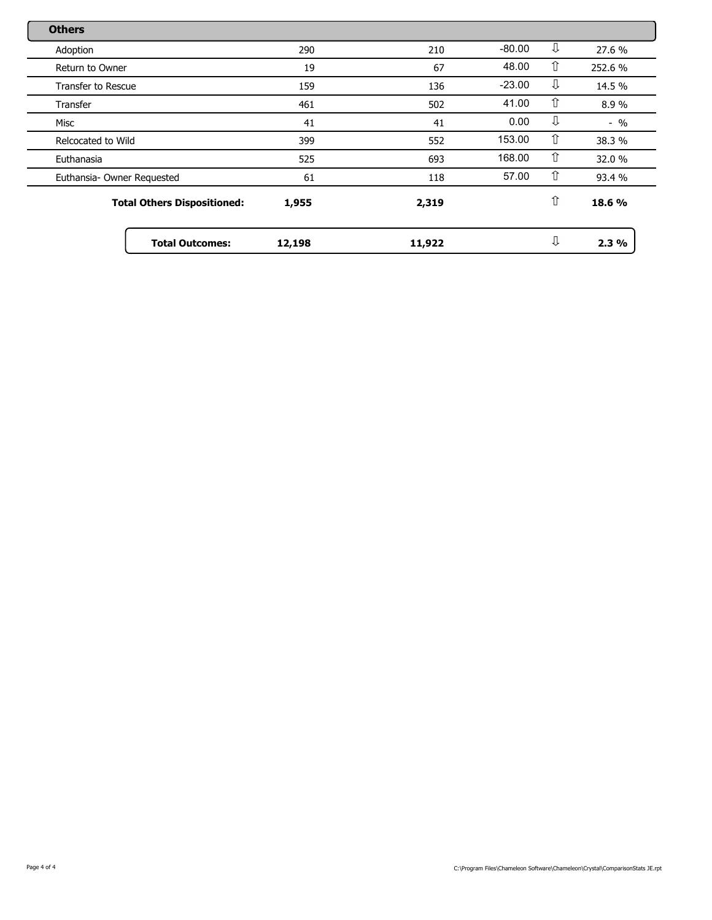## Others

| | | | | | |
|---|---|---|---|---|---|
| Adoption | 290 | 210 | -80.00 | ⇩ | 27.6 % |
| Return to Owner | 19 | 67 | 48.00 | ⇧ | 252.6 % |
| Transfer to Rescue | 159 | 136 | -23.00 | ⇩ | 14.5 % |
| Transfer | 461 | 502 | 41.00 | ⇧ | 8.9 % |
| Misc | 41 | 41 | 0.00 | ⇩ | - % |
| Relcocated to Wild | 399 | 552 | 153.00 | ⇧ | 38.3 % |
| Euthanasia | 525 | 693 | 168.00 | ⇧ | 32.0 % |
| Euthansia- Owner Requested | 61 | 118 | 57.00 | ⇧ | 93.4 % |
| **Total Others Dispositioned:** | **1,955** | **2,319** | | ⇧ | **18.6 %** |

| | | | | |
|---|---|---|---|---|
| **Total Outcomes:** | **12,198** | **11,922** | ⇩ | **2.3 %** |

C:\Program Files\Chameleon Software\Chameleon\Crystal\ComparisonStats JE.rpt